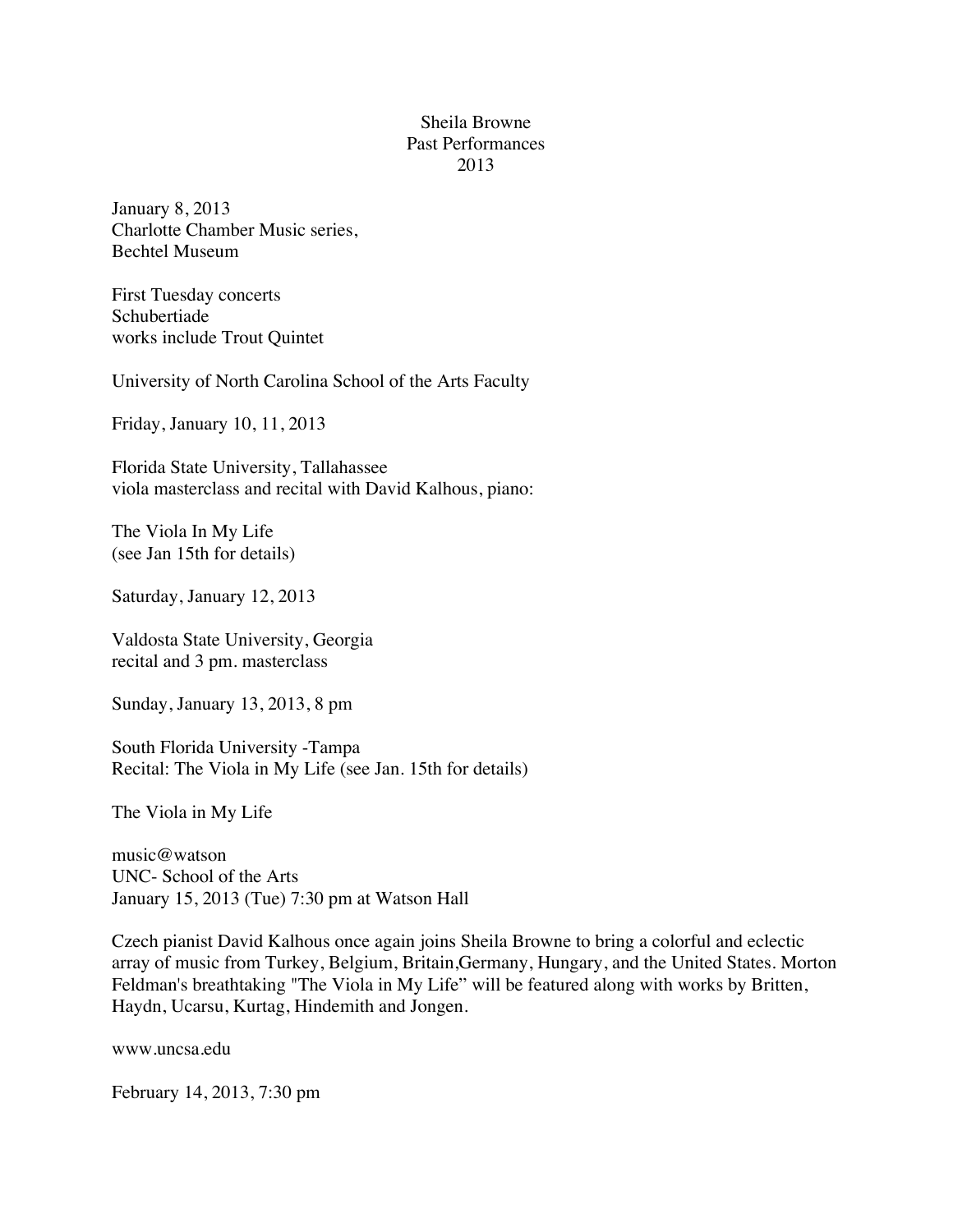# Sheila Browne
## Past Performances
## 2013

January 8, 2013  
Charlotte Chamber Music series,  
Bechtel Museum

First Tuesday concerts  
Schubertiade  
works include Trout Quintet

University of North Carolina School of the Arts Faculty

Friday, January 10, 11, 2013

Florida State University, Tallahassee  
viola masterclass and recital with David Kalhous, piano:

The Viola In My Life  
(see Jan 15th for details)

Saturday, January 12, 2013

Valdosta State University, Georgia  
recital and 3 pm. masterclass

Sunday, January 13, 2013, 8 pm

South Florida University -Tampa  
Recital: The Viola in My Life (see Jan. 15th for details)

The Viola in My Life

music@watson  
UNC- School of the Arts  
January 15, 2013 (Tue) 7:30 pm at Watson Hall

Czech pianist David Kalhous once again joins Sheila Browne to bring a colorful and eclectic array of music from Turkey, Belgium, Britain,Germany, Hungary, and the United States. Morton Feldman's breathtaking "The Viola in My Life" will be featured along with works by Britten, Haydn, Ucarsu, Kurtag, Hindemith and Jongen.

www.uncsa.edu

February 14, 2013, 7:30 pm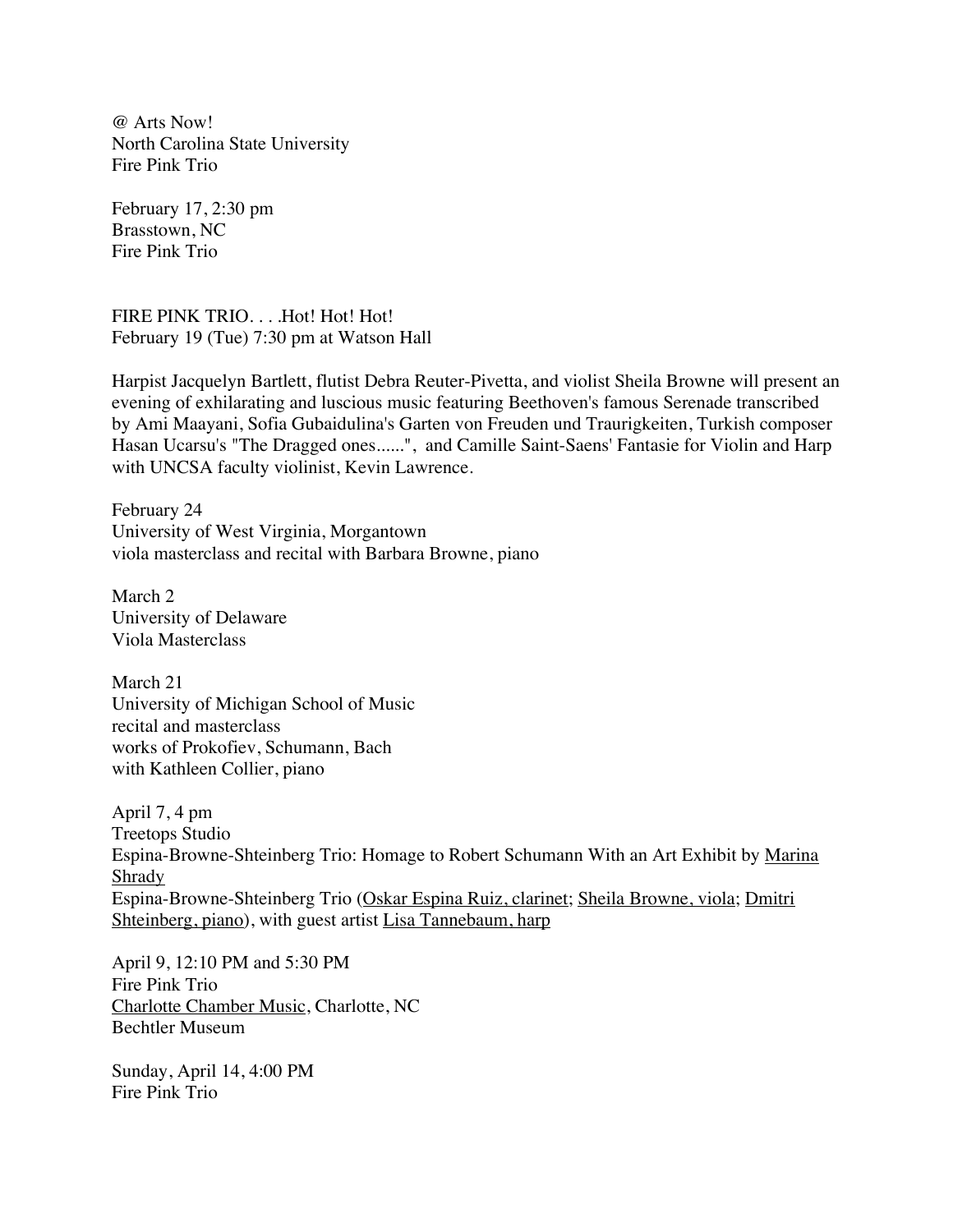@ Arts Now!
North Carolina State University
Fire Pink Trio

February 17, 2:30 pm
Brasstown, NC
Fire Pink Trio

FIRE PINK TRIO. . . .Hot! Hot! Hot!
February 19 (Tue) 7:30 pm at Watson Hall

Harpist Jacquelyn Bartlett, flutist Debra Reuter-Pivetta, and violist Sheila Browne will present an evening of exhilarating and luscious music featuring Beethoven's famous Serenade transcribed by Ami Maayani, Sofia Gubaidulina's Garten von Freuden und Traurigkeiten, Turkish composer Hasan Ucarsu's "The Dragged ones......", and Camille Saint-Saens' Fantasie for Violin and Harp with UNCSA faculty violinist, Kevin Lawrence.

February 24
University of West Virginia, Morgantown
viola masterclass and recital with Barbara Browne, piano

March 2
University of Delaware
Viola Masterclass

March 21
University of Michigan School of Music
recital and masterclass
works of Prokofiev, Schumann, Bach
with Kathleen Collier, piano

April 7, 4 pm
Treetops Studio
Espina-Browne-Shteinberg Trio: Homage to Robert Schumann With an Art Exhibit by Marina Shrady
Espina-Browne-Shteinberg Trio (Oskar Espina Ruiz, clarinet; Sheila Browne, viola; Dmitri Shteinberg, piano), with guest artist Lisa Tannebaum, harp

April 9, 12:10 PM and 5:30 PM
Fire Pink Trio
Charlotte Chamber Music, Charlotte, NC
Bechtler Museum

Sunday, April 14, 4:00 PM
Fire Pink Trio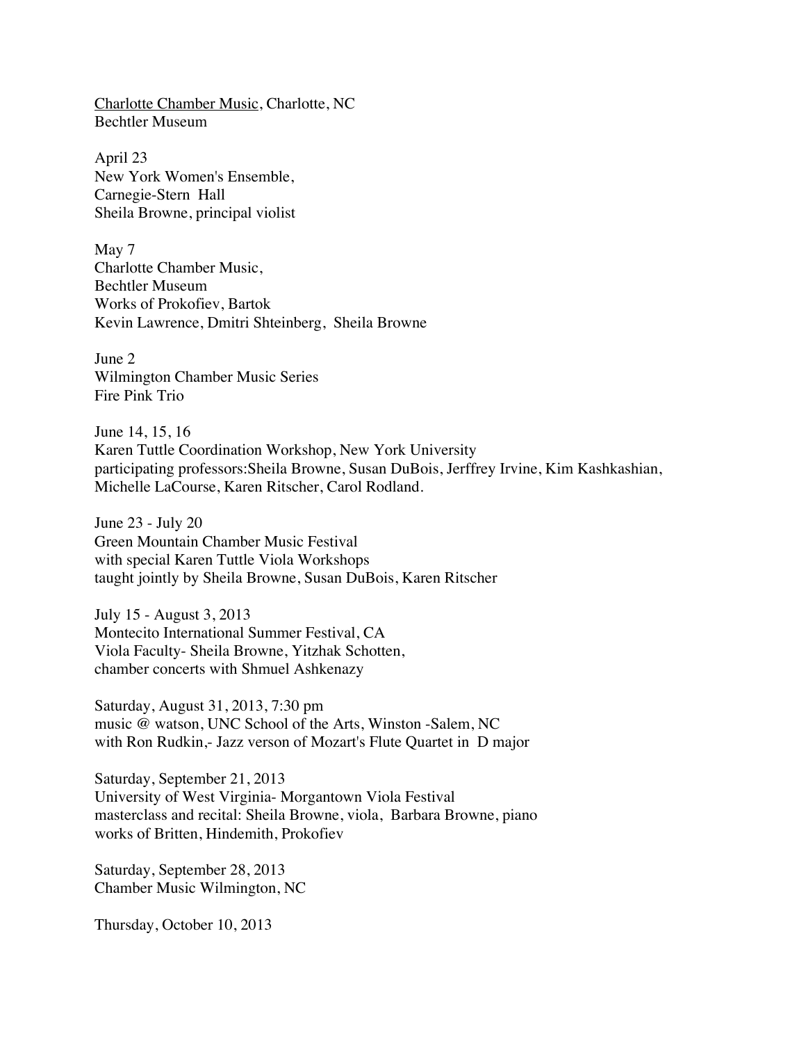Charlotte Chamber Music, Charlotte, NC
Bechtler Museum

April 23
New York Women's Ensemble,
Carnegie-Stern Hall
Sheila Browne, principal violist

May 7
Charlotte Chamber Music,
Bechtler Museum
Works of Prokofiev, Bartok
Kevin Lawrence, Dmitri Shteinberg, Sheila Browne

June 2
Wilmington Chamber Music Series
Fire Pink Trio

June 14, 15, 16
Karen Tuttle Coordination Workshop, New York University
participating professors:Sheila Browne, Susan DuBois, Jerffrey Irvine, Kim Kashkashian, Michelle LaCourse, Karen Ritscher, Carol Rodland.

June 23 - July 20
Green Mountain Chamber Music Festival
with special Karen Tuttle Viola Workshops
taught jointly by Sheila Browne, Susan DuBois, Karen Ritscher

July 15 - August 3, 2013
Montecito International Summer Festival, CA
Viola Faculty- Sheila Browne, Yitzhak Schotten,
chamber concerts with Shmuel Ashkenazy

Saturday, August 31, 2013, 7:30 pm
music @ watson, UNC School of the Arts, Winston -Salem, NC
with Ron Rudkin,- Jazz verson of Mozart's Flute Quartet in D major

Saturday, September 21, 2013
University of West Virginia- Morgantown Viola Festival
masterclass and recital: Sheila Browne, viola, Barbara Browne, piano
works of Britten, Hindemith, Prokofiev

Saturday, September 28, 2013
Chamber Music Wilmington, NC

Thursday, October 10, 2013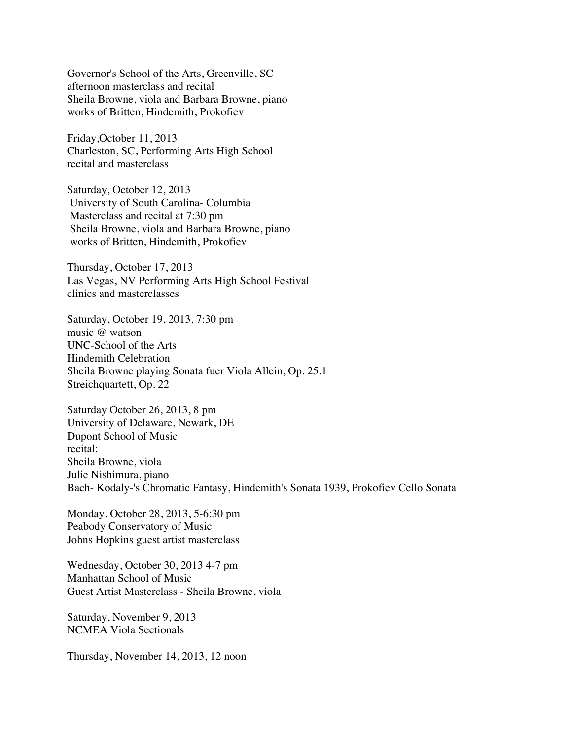Governor's School of the Arts, Greenville, SC
afternoon masterclass and recital
Sheila Browne, viola and Barbara Browne, piano
works of Britten, Hindemith, Prokofiev

Friday,October 11, 2013
Charleston, SC, Performing Arts High School
recital and masterclass

Saturday, October 12, 2013
University of South Carolina- Columbia
Masterclass and recital at 7:30 pm
Sheila Browne, viola and Barbara Browne, piano
works of Britten, Hindemith, Prokofiev

Thursday, October 17, 2013
Las Vegas, NV Performing Arts High School Festival
clinics and masterclasses

Saturday, October 19, 2013, 7:30 pm
music @ watson
UNC-School of the Arts
Hindemith Celebration
Sheila Browne playing Sonata fuer Viola Allein, Op. 25.1
Streichquartett, Op. 22

Saturday October 26, 2013, 8 pm
University of Delaware, Newark, DE
Dupont School of Music
recital:
Sheila Browne, viola
Julie Nishimura, piano
Bach- Kodaly-'s Chromatic Fantasy, Hindemith's Sonata 1939, Prokofiev Cello Sonata

Monday, October 28, 2013, 5-6:30 pm
Peabody Conservatory of Music
Johns Hopkins guest artist masterclass

Wednesday, October 30, 2013 4-7 pm
Manhattan School of Music
Guest Artist Masterclass - Sheila Browne, viola

Saturday, November 9, 2013
NCMEA Viola Sectionals

Thursday, November 14, 2013, 12 noon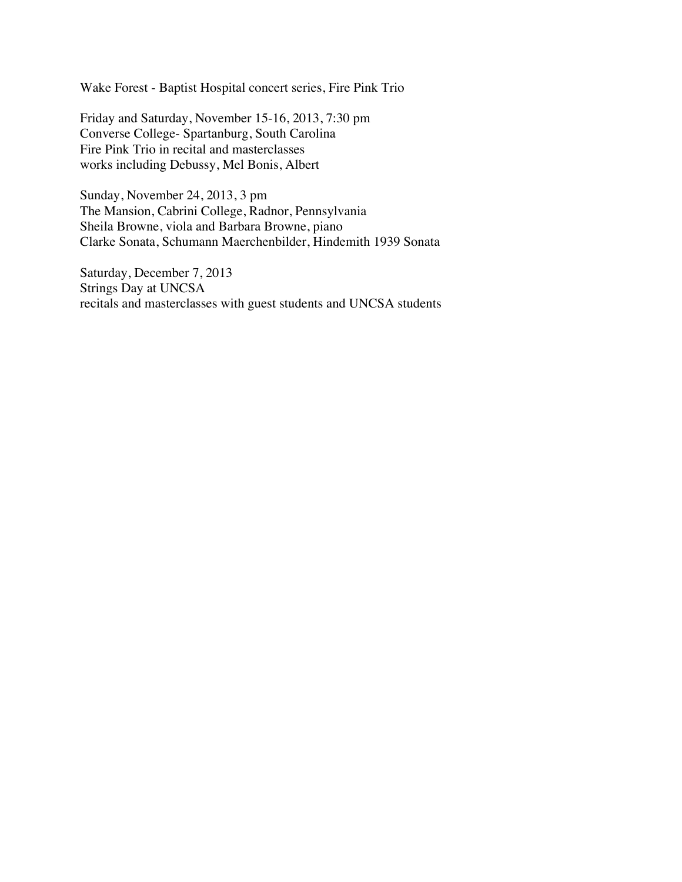Wake Forest - Baptist Hospital concert series, Fire Pink Trio

Friday and Saturday, November 15-16, 2013, 7:30 pm
Converse College- Spartanburg, South Carolina
Fire Pink Trio in recital and masterclasses
works including Debussy, Mel Bonis, Albert

Sunday, November 24, 2013, 3 pm
The Mansion, Cabrini College, Radnor, Pennsylvania
Sheila Browne, viola and Barbara Browne, piano
Clarke Sonata, Schumann Maerchenbilder, Hindemith 1939 Sonata

Saturday, December 7, 2013
Strings Day at UNCSA
recitals and masterclasses with guest students and UNCSA students